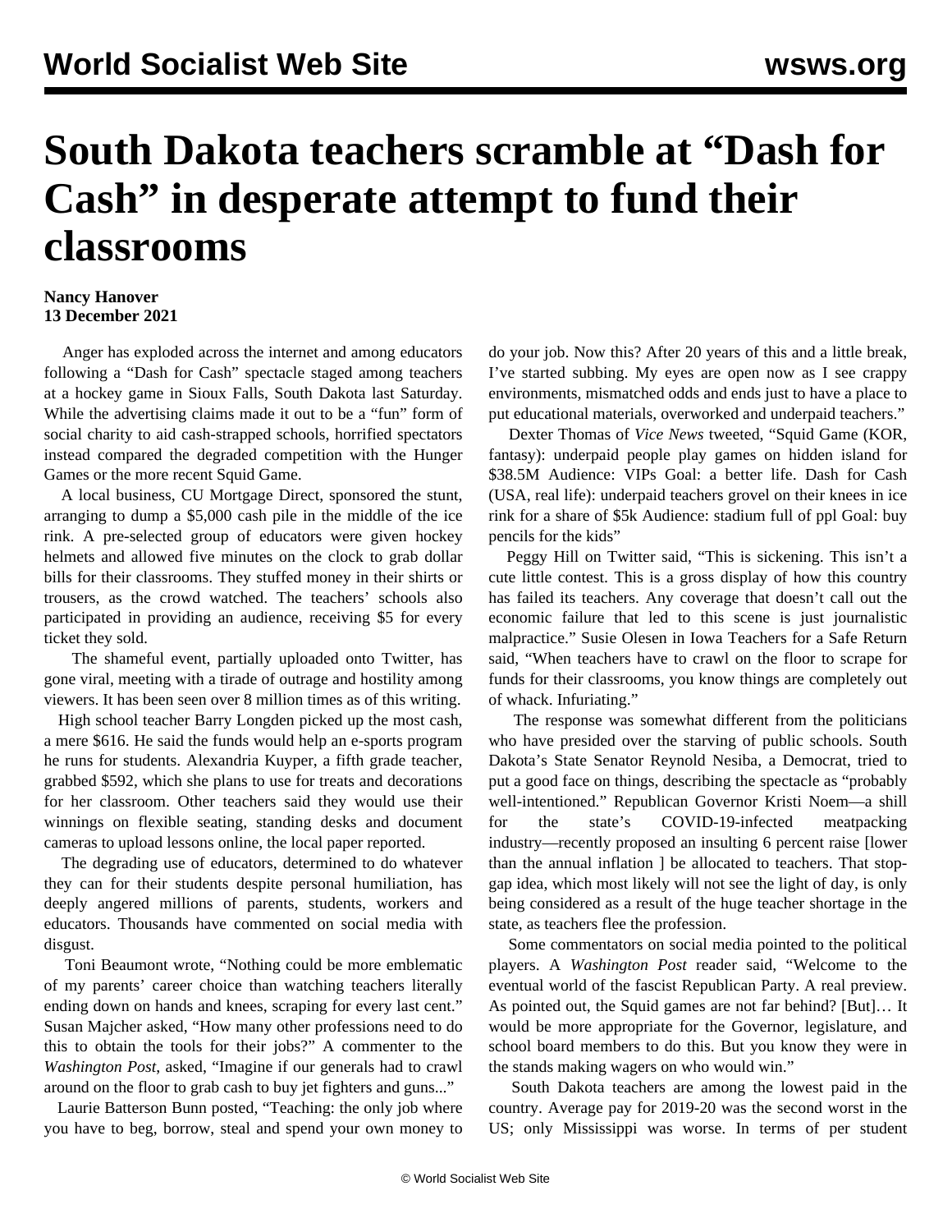# South Dakota teachers scramble at "Dash for Cash" in desperate attempt to fund their classrooms

**Nancy Hanover**
**13 December 2021**

Anger has exploded across the internet and among educators following a "Dash for Cash" spectacle staged among teachers at a hockey game in Sioux Falls, South Dakota last Saturday. While the advertising claims made it out to be a "fun" form of social charity to aid cash-strapped schools, horrified spectators instead compared the degraded competition with the Hunger Games or the more recent Squid Game.

A local business, CU Mortgage Direct, sponsored the stunt, arranging to dump a $5,000 cash pile in the middle of the ice rink. A pre-selected group of educators were given hockey helmets and allowed five minutes on the clock to grab dollar bills for their classrooms. They stuffed money in their shirts or trousers, as the crowd watched. The teachers' schools also participated in providing an audience, receiving $5 for every ticket they sold.

The shameful event, partially uploaded onto Twitter, has gone viral, meeting with a tirade of outrage and hostility among viewers. It has been seen over 8 million times as of this writing.

High school teacher Barry Longden picked up the most cash, a mere $616. He said the funds would help an e-sports program he runs for students. Alexandria Kuyper, a fifth grade teacher, grabbed $592, which she plans to use for treats and decorations for her classroom. Other teachers said they would use their winnings on flexible seating, standing desks and document cameras to upload lessons online, the local paper reported.

The degrading use of educators, determined to do whatever they can for their students despite personal humiliation, has deeply angered millions of parents, students, workers and educators. Thousands have commented on social media with disgust.

Toni Beaumont wrote, "Nothing could be more emblematic of my parents' career choice than watching teachers literally ending down on hands and knees, scraping for every last cent." Susan Majcher asked, "How many other professions need to do this to obtain the tools for their jobs?" A commenter to the *Washington Post*, asked, "Imagine if our generals had to crawl around on the floor to grab cash to buy jet fighters and guns..."

Laurie Batterson Bunn posted, "Teaching: the only job where you have to beg, borrow, steal and spend your own money to do your job. Now this? After 20 years of this and a little break, I've started subbing. My eyes are open now as I see crappy environments, mismatched odds and ends just to have a place to put educational materials, overworked and underpaid teachers."

Dexter Thomas of *Vice News* tweeted, "Squid Game (KOR, fantasy): underpaid people play games on hidden island for $38.5M Audience: VIPs Goal: a better life. Dash for Cash (USA, real life): underpaid teachers grovel on their knees in ice rink for a share of $5k Audience: stadium full of ppl Goal: buy pencils for the kids"

Peggy Hill on Twitter said, "This is sickening. This isn't a cute little contest. This is a gross display of how this country has failed its teachers. Any coverage that doesn't call out the economic failure that led to this scene is just journalistic malpractice." Susie Olesen in Iowa Teachers for a Safe Return said, "When teachers have to crawl on the floor to scrape for funds for their classrooms, you know things are completely out of whack. Infuriating."

The response was somewhat different from the politicians who have presided over the starving of public schools. South Dakota's State Senator Reynold Nesiba, a Democrat, tried to put a good face on things, describing the spectacle as "probably well-intentioned." Republican Governor Kristi Noem—a shill for the state's COVID-19-infected meatpacking industry—recently proposed an insulting 6 percent raise [lower than the annual inflation ] be allocated to teachers. That stop-gap idea, which most likely will not see the light of day, is only being considered as a result of the huge teacher shortage in the state, as teachers flee the profession.

Some commentators on social media pointed to the political players. A *Washington Post* reader said, "Welcome to the eventual world of the fascist Republican Party. A real preview. As pointed out, the Squid games are not far behind? [But]… It would be more appropriate for the Governor, legislature, and school board members to do this. But you know they were in the stands making wagers on who would win."

South Dakota teachers are among the lowest paid in the country. Average pay for 2019-20 was the second worst in the US; only Mississippi was worse. In terms of per student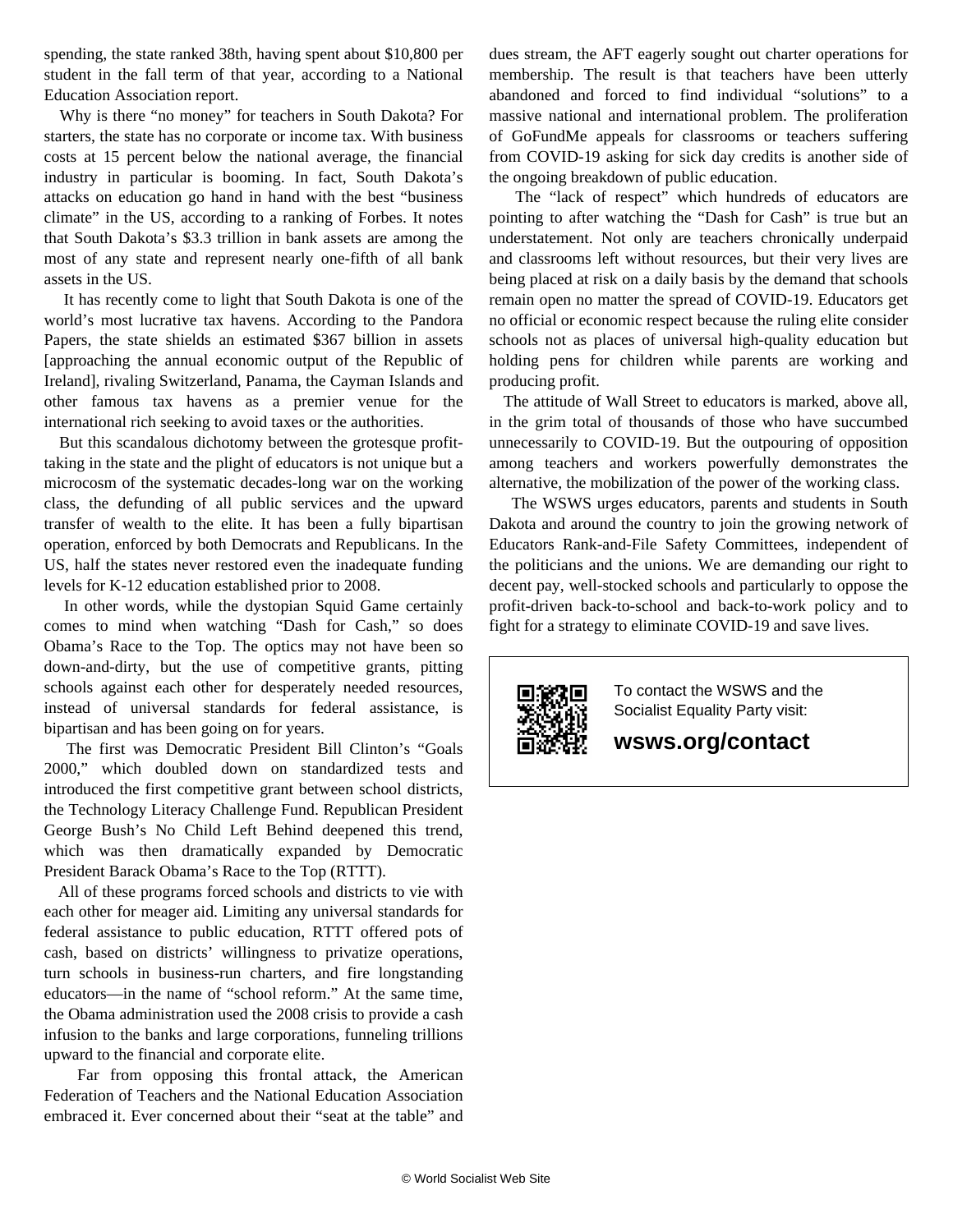spending, the state ranked 38th, having spent about $10,800 per student in the fall term of that year, according to a National Education Association report.

Why is there "no money" for teachers in South Dakota? For starters, the state has no corporate or income tax. With business costs at 15 percent below the national average, the financial industry in particular is booming. In fact, South Dakota's attacks on education go hand in hand with the best "business climate" in the US, according to a ranking of Forbes. It notes that South Dakota's $3.3 trillion in bank assets are among the most of any state and represent nearly one-fifth of all bank assets in the US.

It has recently come to light that South Dakota is one of the world's most lucrative tax havens. According to the Pandora Papers, the state shields an estimated $367 billion in assets [approaching the annual economic output of the Republic of Ireland], rivaling Switzerland, Panama, the Cayman Islands and other famous tax havens as a premier venue for the international rich seeking to avoid taxes or the authorities.

But this scandalous dichotomy between the grotesque profit-taking in the state and the plight of educators is not unique but a microcosm of the systematic decades-long war on the working class, the defunding of all public services and the upward transfer of wealth to the elite. It has been a fully bipartisan operation, enforced by both Democrats and Republicans. In the US, half the states never restored even the inadequate funding levels for K-12 education established prior to 2008.

In other words, while the dystopian Squid Game certainly comes to mind when watching "Dash for Cash," so does Obama's Race to the Top. The optics may not have been so down-and-dirty, but the use of competitive grants, pitting schools against each other for desperately needed resources, instead of universal standards for federal assistance, is bipartisan and has been going on for years.

The first was Democratic President Bill Clinton's "Goals 2000," which doubled down on standardized tests and introduced the first competitive grant between school districts, the Technology Literacy Challenge Fund. Republican President George Bush's No Child Left Behind deepened this trend, which was then dramatically expanded by Democratic President Barack Obama's Race to the Top (RTTT).

All of these programs forced schools and districts to vie with each other for meager aid. Limiting any universal standards for federal assistance to public education, RTTT offered pots of cash, based on districts' willingness to privatize operations, turn schools in business-run charters, and fire longstanding educators—in the name of "school reform." At the same time, the Obama administration used the 2008 crisis to provide a cash infusion to the banks and large corporations, funneling trillions upward to the financial and corporate elite.

Far from opposing this frontal attack, the American Federation of Teachers and the National Education Association embraced it. Ever concerned about their "seat at the table" and dues stream, the AFT eagerly sought out charter operations for membership. The result is that teachers have been utterly abandoned and forced to find individual "solutions" to a massive national and international problem. The proliferation of GoFundMe appeals for classrooms or teachers suffering from COVID-19 asking for sick day credits is another side of the ongoing breakdown of public education.

The "lack of respect" which hundreds of educators are pointing to after watching the "Dash for Cash" is true but an understatement. Not only are teachers chronically underpaid and classrooms left without resources, but their very lives are being placed at risk on a daily basis by the demand that schools remain open no matter the spread of COVID-19. Educators get no official or economic respect because the ruling elite consider schools not as places of universal high-quality education but holding pens for children while parents are working and producing profit.

The attitude of Wall Street to educators is marked, above all, in the grim total of thousands of those who have succumbed unnecessarily to COVID-19. But the outpouring of opposition among teachers and workers powerfully demonstrates the alternative, the mobilization of the power of the working class.

The WSWS urges educators, parents and students in South Dakota and around the country to join the growing network of Educators Rank-and-File Safety Committees, independent of the politicians and the unions. We are demanding our right to decent pay, well-stocked schools and particularly to oppose the profit-driven back-to-school and back-to-work policy and to fight for a strategy to eliminate COVID-19 and save lives.

To contact the WSWS and the Socialist Equality Party visit:

**wsws.org/contact**